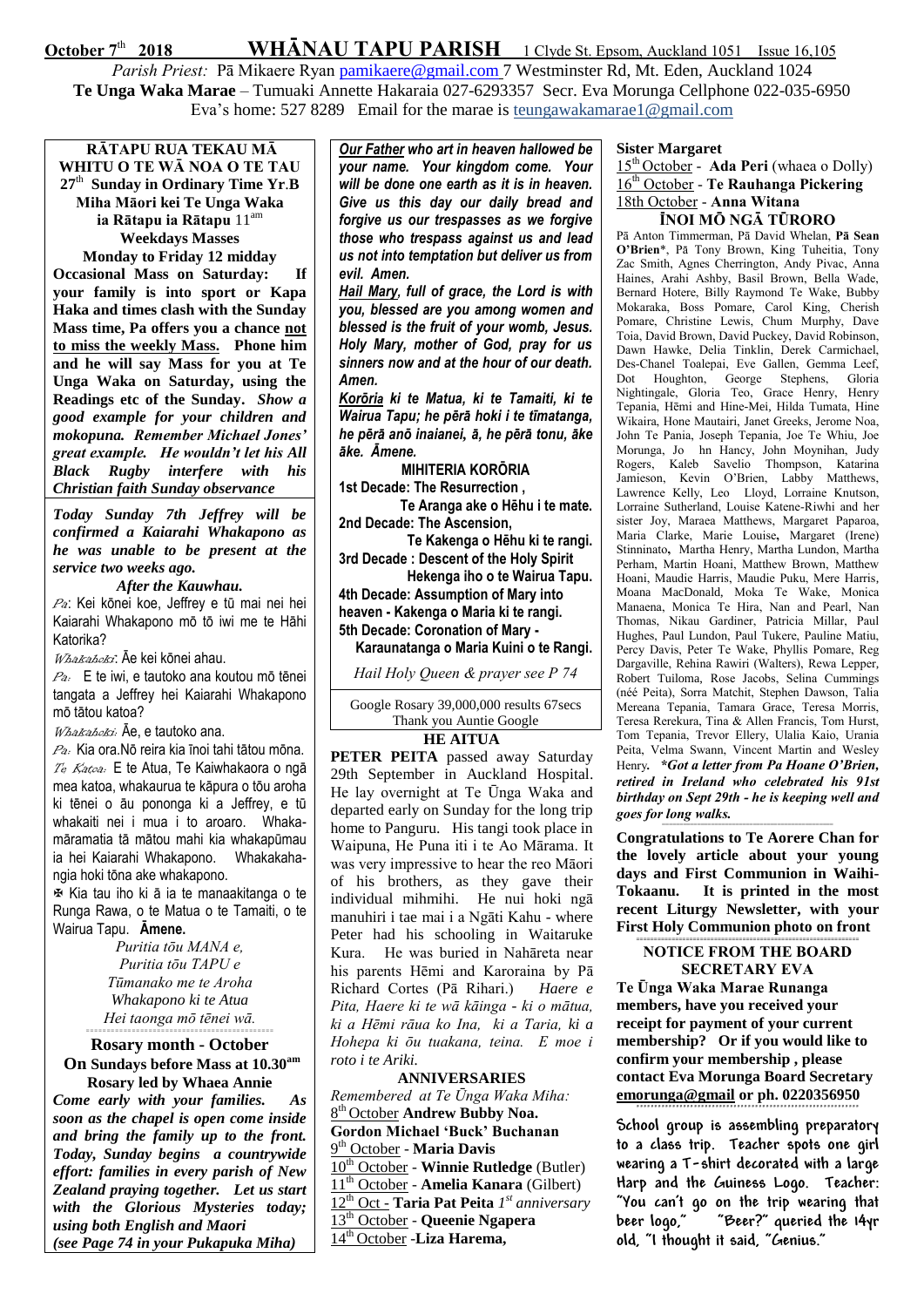**October 7th 2018** **WHĀNAU TAPU PARISH** 1 Clyde St. Epsom, Auckland 1051 Issue 16,105

*Parish Priest:* Pā Mikaere Ryan pamikaere@gmail.com 7 Westminster Rd, Mt. Eden, Auckland 1024

**Te Unga Waka Marae** – Tumuaki Annette Hakaraia 027-6293357 Secr. Eva Morunga Cellphone 022-035-6950

Eva's home: 527 8289 Email for the marae is teungawakamarae1@gmail.com

**RĀTAPU RUA TEKAU MĀ WHITU O TE WĀ NOA O TE TAU**
**27th Sunday in Ordinary Time Yr.B**
**Miha Māori kei Te Unga Waka ia Rātapu ia Rātapu 11am**
**Weekdays Masses**
**Monday to Friday 12 midday**

**Occasional Mass on Saturday: If your family is into sport or Kapa Haka and times clash with the Sunday Mass time, Pa offers you a chance not to miss the weekly Mass. Phone him and he will say Mass for you at Te Unga Waka on Saturday, using the Readings etc of the Sunday.** ***Show a good example for your children and mokopuna. Remember Michael Jones' great example. He wouldn't let his All Black Rugby interfere with his Christian faith Sunday observance***

***Today Sunday 7th Jeffrey will be confirmed a Kaiarahi Whakapono as he was unable to be present at the service two weeks ago.***

***After the Kauwhau.***

*Pā*: Kei kōnei koe, Jeffrey e tū mai nei hei Kaiarahi Whakapono mō tō iwi me te Hāhi Katorika?

*Whakahoki*: Āe kei kōnei ahau.

*Pā*: E te iwi, e tautoko ana koutou mō tēnei tangata a Jeffrey hei Kaiarahi Whakapono mō tātou katoa?

*Whakahoki*: Āe, e tautoko ana.

*Pā*: Kia ora.Nō reira kia īnoi tahi tātou mōna.

*Te Katoa*: E te Atua, Te Kaiwhakaora o ngā mea katoa, whakaurua te kāpura o tōu aroha ki tēnei o āu pononga ki a Jeffrey, e tū whakaiti nei i mua i to aroaro. Whakamāramatia tā mātou mahi kia whakapūmau ia hei Kaiarahi Whakapono. Whakakahangia hoki tōna ake whakapono.

✠ Kia tau iho ki ā ia te manaakitanga o te Runga Rawa, o te Matua o te Tamaiti, o te Wairua Tapu. **Āmene.**

*Puritia tōu MANA e,*
*Puritia tōu TAPU e*
*Tūmanako me te Aroha*
*Whakapono ki te Atua*
*Hei taonga mō tēnei wā.*

**Rosary month - October**
**On Sundays before Mass at 10.30am**
**Rosary led by Whaea Annie**

***Come early with your families. As soon as the chapel is open come inside and bring the family up to the front. Today, Sunday begins a countrywide effort: families in every parish of New Zealand praying together. Let us start with the Glorious Mysteries today; using both English and Maori (see Page 74 in your Pukapuka Miha)***

***Our Father who art in heaven hallowed be your name. Your kingdom come. Your will be done one earth as it is in heaven. Give us this day our daily bread and forgive us our trespasses as we forgive those who trespass against us and lead us not into temptation but deliver us from evil. Amen.***

***Hail Mary, full of grace, the Lord is with you, blessed are you among women and blessed is the fruit of your womb, Jesus. Holy Mary, mother of God, pray for us sinners now and at the hour of our death. Amen.***

***Korōria ki te Matua, ki te Tamaiti, ki te Wairua Tapu; he pērā hoki i te tīmatanga, he pērā anō inaianei, ā, he pērā tonu, āke āke. Āmene.***

**MIHITERIA KORŌRIA**

**1st Decade: The Resurrection ,**
**Te Aranga ake o Hēhu i te mate.**
**2nd Decade: The Ascension,**
**Te Kakenga o Hēhu ki te rangi.**
**3rd Decade : Descent of the Holy Spirit**
**Hekenga iho o te Wairua Tapu.**
**4th Decade: Assumption of Mary into heaven - Kakenga o Maria ki te rangi.**
**5th Decade: Coronation of Mary -**
**Karaunatanga o Maria Kuini o te Rangi.**

*Hail Holy Queen & prayer see P 74*

Google Rosary 39,000,000 results 67secs
Thank you Auntie Google

**HE AITUA**

**PETER PEITA** passed away Saturday 29th September in Auckland Hospital. He lay overnight at Te Ūnga Waka and departed early on Sunday for the long trip home to Panguru. His tangi took place in Waipuna, He Puna iti i te Ao Mārama. It was very impressive to hear the reo Māori of his brothers, as they gave their individual mihmihi. He nui hoki ngā manuhiri i tae mai i a Ngāti Kahu - where Peter had his schooling in Waitaruke Kura. He was buried in Nahāreta near his parents Hēmi and Karoraina by Pā Richard Cortes (Pā Rihari.) *Haere e Pita, Haere ki te wā kāinga - ki o mātua, ki a Hēmi rāua ko Ina, ki a Taria, ki a Hohepa ki ōu tuakana, teina. E moe i roto i te Ariki.*

**ANNIVERSARIES**

*Remembered at Te Ūnga Waka Miha:*
8th October **Andrew Bubby Noa.**
**Gordon Michael 'Buck' Buchanan**
9th October - **Maria Davis**
10th October - **Winnie Rutledge** (Butler)
11th October - **Amelia Kanara** (Gilbert)
12th Oct - **Taria Pat Peita** *1st anniversary*
13th October - **Queenie Ngapera**
14th October -**Liza Harema,**
**Sister Margaret**
15th October - **Ada Peri** (whaea o Dolly)
16th October - **Te Rauhanga Pickering**
18th October - **Anna Witana**

**ĪNOI MŌ NGĀ TŪRORO**

Pā Anton Timmerman, Pā David Whelan, **Pā Sean O'Brien***, Pā Tony Brown, King Tuheitia, Tony Zac Smith, Agnes Cherrington, Andy Pivac, Anna Haines, Arahi Ashby, Basil Brown, Bella Wade, Bernard Hotere, Billy Raymond Te Wake, Bubby Mokaraka, Boss Pomare, Carol King, Cherish Pomare, Christine Lewis, Chum Murphy, Dave Toia, David Brown, David Puckey, David Robinson, Dawn Hawke, Delia Tinklin, Derek Carmichael, Des-Chanel Toalepai, Eve Gallen, Gemma Leef, Dot Houghton, George Stephens, Gloria Nightingale, Gloria Teo, Grace Henry, Henry Tepania, Hēmi and Hine-Mei, Hilda Tumata, Hine Wikaira, Hone Mautairi, Janet Greeks, Jerome Noa, John Te Pania, Joseph Tepania, Joe Te Whiu, Joe Morunga, John Hancy, John Moynihan, Judy Rogers, Kaleb Savelio Thompson, Katarina Jamieson, Kevin O'Brien, Labby Matthews, Lawrence Kelly, Leo Lloyd, Lorraine Knutson, Lorraine Sutherland, Louise Katene-Riwhi and her sister Joy, Maraea Matthews, Margaret Paparoa, Maria Clarke, Marie Louise**,** Margaret (Irene) Stinninato**,** Martha Henry, Martha Lundon, Martha Perham, Martin Hoani, Matthew Brown, Matthew Hoani, Maudie Harris, Maudie Puku, Mere Harris, Moana MacDonald, Moka Te Wake, Monica Manaena, Monica Te Hira, Nan and Pearl, Nan Thomas, Nikau Gardiner, Patricia Millar, Paul Hughes, Paul Lundon, Paul Tukere, Pauline Matiu, Percy Davis, Peter Te Wake, Phyllis Pomare, Reg Dargaville, Rehina Rawiri (Walters), Rewa Lepper, Robert Tuiloma, Rose Jacobs, Selina Cummings (néé Peita), Sorra Matchit, Stephen Dawson, Talia Mereana Tepania, Tamara Grace, Teresa Morris, Teresa Rerekura, Tina & Allen Francis, Tom Hurst, Tom Tepania, Trevor Ellery, Ulalia Kaio, Urania Peita, Velma Swann, Vincent Martin and Wesley Henry**.** ***\*Got a letter from Pa Hoane O'Brien, retired in Ireland who celebrated his 91st birthday on Sept 29th - he is keeping well and goes for long walks.***

**Congratulations to Te Aorere Chan for the lovely article about your young days and First Communion in Waihi-Tokaanu. It is printed in the most recent Liturgy Newsletter, with your First Holy Communion photo on front**

**NOTICE FROM THE BOARD SECRETARY EVA**

**Te Ūnga Waka Marae Runanga members, have you received your receipt for payment of your current membership? Or if you would like to confirm your membership , please contact Eva Morunga Board Secretary emorunga@gmail or ph. 0220356950**

School group is assembling preparatory to a class trip. Teacher spots one girl wearing a T-shirt decorated with a large Harp and the Guiness Logo. Teacher: "You can't go on the trip wearing that beer logo," "Beer?" queried the 14yr old, "I thought it said, "Genius."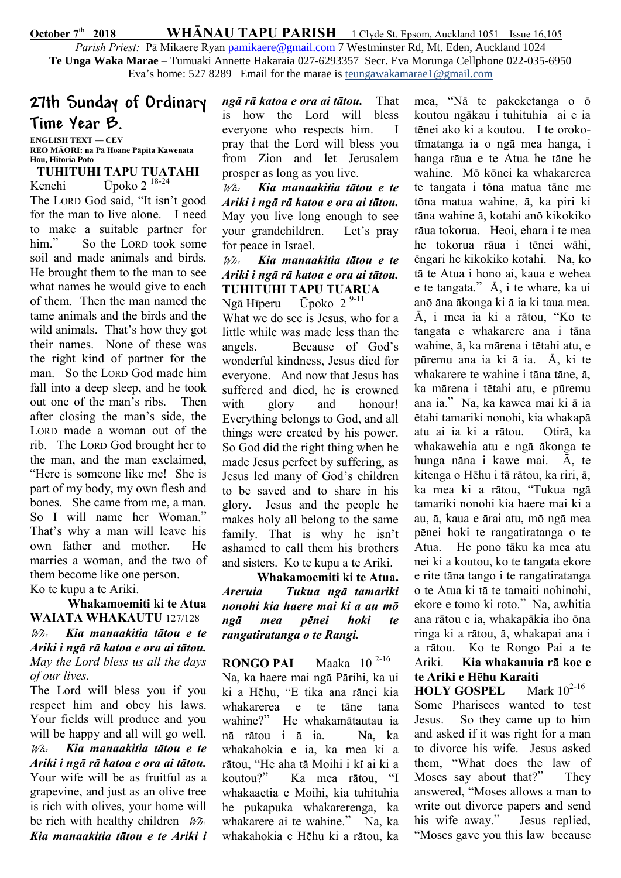**October 7th 2018 WHĀNAU TAPU PARISH** 1 Clyde St. Epsom, Auckland 1051 Issue 16,105

*Parish Priest:* Pā Mikaere Ryan pamikaere@gmail.com 7 Westminster Rd, Mt. Eden, Auckland 1024

**Te Unga Waka Marae** – Tumuaki Annette Hakaraia 027-6293357 Secr. Eva Morunga Cellphone 022-035-6950

Eva's home: 527 8289 Email for the marae is teungawakamarae1@gmail.com

# 27th Sunday of Ordinary Time Year B.

**ENGLISH TEXT — CEV**
**REO MĀORI: na Pā Hoane Pāpita Kawenata Hou, Hitoria Poto**

## TUHITUHI TAPU TUATAHI

Kenehi Ūpoko 2 [18-24]

The LORD God said, "It isn't good for the man to live alone. I need to make a suitable partner for him." So the LORD took some soil and made animals and birds. He brought them to the man to see what names he would give to each of them. Then the man named the tame animals and the birds and the wild animals. That's how they got their names. None of these was the right kind of partner for the man. So the LORD God made him fall into a deep sleep, and he took out one of the man's ribs. Then after closing the man's side, the LORD made a woman out of the rib. The LORD God brought her to the man, and the man exclaimed, "Here is someone like me! She is part of my body, my own flesh and bones. She came from me, a man. So I will name her Woman." That's why a man will leave his own father and mother. He marries a woman, and the two of them become like one person.

Ko te kupu a te Ariki.

**Whakamoemiti ki te Atua**

## WAIATA WHAKAUTU 127/128

*Wh:* ***Kia manaakitia tātou e te Ariki i ngā rā katoa e ora ai tātou.***

*May the Lord bless us all the days of our lives.*

The Lord will bless you if you respect him and obey his laws. Your fields will produce and you will be happy and all will go well.

*Wh:* ***Kia manaakitia tātou e te Ariki i ngā rā katoa e ora ai tātou.***

Your wife will be as fruitful as a grapevine, and just as an olive tree is rich with olives, your home will be rich with healthy children

*Wh:* ***Kia manaakitia tātou e te Ariki i ngā rā katoa e ora ai tātou.***

That is how the Lord will bless everyone who respects him. I pray that the Lord will bless you from Zion and let Jerusalem prosper as long as you live.

*Wh:* ***Kia manaakitia tātou e te Ariki i ngā rā katoa e ora ai tātou.***

May you live long enough to see your grandchildren. Let's pray for peace in Israel.

*Wh:* ***Kia manaakitia tātou e te Ariki i ngā rā katoa e ora ai tātou.***

## TUHITUHI TAPU TUARUA

Ngā Hīperu Ūpoko 2 [9-11]

What we do see is Jesus, who for a little while was made less than the angels. Because of God's wonderful kindness, Jesus died for everyone. And now that Jesus has suffered and died, he is crowned with glory and honour! Everything belongs to God, and all things were created by his power. So God did the right thing when he made Jesus perfect by suffering, as Jesus led many of God's children to be saved and to share in his glory. Jesus and the people he makes holy all belong to the same family. That is why he isn't ashamed to call them his brothers and sisters. Ko te kupu a te Ariki.

**Whakamoemiti ki te Atua.**

***Areruia Tukua ngā tamariki nonohi kia haere mai ki a au mō ngā mea pēnei hoki te rangatiratanga o te Rangi.***

## RONGO PAI

Maaka 10 [2-16]

Na, ka haere mai ngā Pārihi, ka ui ki a Hēhu, "E tika ana rānei kia whakarerea e te tāne tana wahine?" He whakamātautau ia nā rātou i ā ia. Na, ka whakahokia e ia, ka mea ki a rātou, "He aha tā Moihi i kī ai ki a koutou?" Ka mea rātou, "I whakaaetia e Moihi, kia tuhituhia he pukapuka whakarerenga, ka whakarere ai te wahine." Na, ka whakahokia e Hēhu ki a rātou, ka mea, "Nā te pakeketanga o ō koutou ngākau i tuhituhia ai e ia tēnei ako ki a koutou. I te orokotīmatanga ia o ngā mea hanga, i hanga rāua e te Atua he tāne he wahine. Mō kōnei ka whakarerea te tangata i tōna matua tāne me tōna matua wahine, ā, ka piri ki tāna wahine ā, kotahi anō kikokiko rāua tokorua. Heoi, ehara i te mea he tokorua rāua i tēnei wāhi, engari he kikokiko kotahi. Na, ko tā te Atua i hono ai, kaua e wehea e te tangata." Ā, i te whare, ka ui anō āna ākonga ki ā ia ki taua mea. Ā, i mea ia ki a rātou, "Ko te tangata e whakarere ana i tāna wahine, ā, ka mārena i tētahi atu, e pūremu ana ia ki ā ia. Ā, ki te whakarere te wahine i tāna tāne, ā, ka mārena i tētahi atu, e pūremu ana ia." Na, ka kawea mai ki ā ia ētahi tamariki nonohi, kia whakapā atu ai ia ki a rātou. Otirā, ka whakawehia atu e ngā ākonga te hunga nāna i kawe mai. Ā, te kitenga o Hēhu i tā rātou, ka riri, ā, ka mea ki a rātou, "Tukua ngā tamariki nonohi kia haere mai ki a au, ā, kaua e ārai atu, mō ngā mea pēnei hoki te rangatiratanga o te Atua. He pono tāku ka mea atu nei ki a koutou, ko te tangata ekore e rite tāna tango i te rangatiratanga o te Atua ki tā te tamaiti nohinohi, ekore e tomo ki roto." Na, awhitia ana rātou e ia, whakapākia iho ōna ringa ki a rātou, ā, whakapai ana i a rātou. Ko te Rongo Pai a te Ariki. **Kia whakanuia rā koe e te Ariki e Hēhu Karaiti**

## HOLY GOSPEL

Mark 10 [2-16]

Some Pharisees wanted to test Jesus. So they came up to him and asked if it was right for a man to divorce his wife. Jesus asked them, "What does the law of Moses say about that?" They answered, "Moses allows a man to write out divorce papers and send his wife away." Jesus replied, "Moses gave you this law because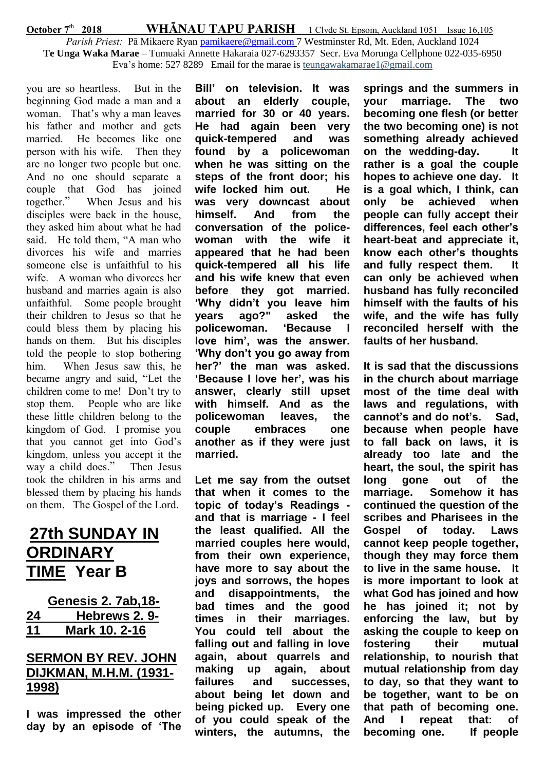you are so heartless. But in the beginning God made a man and a woman. That's why a man leaves his father and mother and gets married. He becomes like one person with his wife. Then they are no longer two people but one. And no one should separate a couple that God has joined together." When Jesus and his disciples were back in the house, they asked him about what he had said. He told them, "A man who divorces his wife and marries someone else is unfaithful to his wife. A woman who divorces her husband and marries again is also unfaithful. Some people brought their children to Jesus so that he could bless them by placing his hands on them. But his disciples told the people to stop bothering him. When Jesus saw this, he became angry and said, "Let the children come to me! Don't try to stop them. People who are like these little children belong to the kingdom of God. I promise you that you cannot get into God's kingdom, unless you accept it the way a child does." Then Jesus took the children in his arms and blessed them by placing his hands on them. The Gospel of the Lord.

# 27th SUNDAY IN ORDINARY TIME Year B

**Genesis 2. 7ab,18-24 Hebrews 2. 9-11 Mark 10. 2-16**

## SERMON BY REV. JOHN DIJKMAN, M.H.M. (1931-1998)

**I was impressed the other day by an episode of 'The Bill' on television. It was about an elderly couple, married for 30 or 40 years. He had again been very quick-tempered and was found by a policewoman when he was sitting on the steps of the front door; his wife locked him out. He was very downcast about himself. And from the conversation of the police-woman with the wife it appeared that he had been quick-tempered all his life and his wife knew that even before they got married. 'Why didn't you leave him years ago?" asked the policewoman. 'Because I love him', was the answer. 'Why don't you go away from her?' the man was asked. 'Because I love her', was his answer, clearly still upset with himself. And as the policewoman leaves, the couple embraces one another as if they were just married.**

**Let me say from the outset that when it comes to the topic of today's Readings - and that is marriage - I feel the least qualified. All the married couples here would, from their own experience, have more to say about the joys and sorrows, the hopes and disappointments, the bad times and the good times in their marriages. You could tell about the falling out and falling in love again, about quarrels and making up again, about failures and successes, about being let down and being picked up. Every one of you could speak of the winters, the autumns, the springs and the summers in your marriage. The two becoming one flesh (or better the two becoming one) is not something already achieved on the wedding-day. It rather is a goal the couple hopes to achieve one day. It is a goal which, I think, can only be achieved when people can fully accept their differences, feel each other's heart-beat and appreciate it, know each other's thoughts and fully respect them. It can only be achieved when husband has fully reconciled himself with the faults of his wife, and the wife has fully reconciled herself with the faults of her husband.**

**It is sad that the discussions in the church about marriage most of the time deal with laws and regulations, with cannot's and do not's. Sad, because when people have to fall back on laws, it is already too late and the heart, the soul, the spirit has long gone out of the marriage. Somehow it has continued the question of the scribes and Pharisees in the Gospel of today. Laws cannot keep people together, though they may force them to live in the same house. It is more important to look at what God has joined and how he has joined it; not by enforcing the law, but by asking the couple to keep on fostering their mutual relationship, to nourish that mutual relationship from day to day, so that they want to be together, want to be on that path of becoming one. And I repeat that: of becoming one. If people**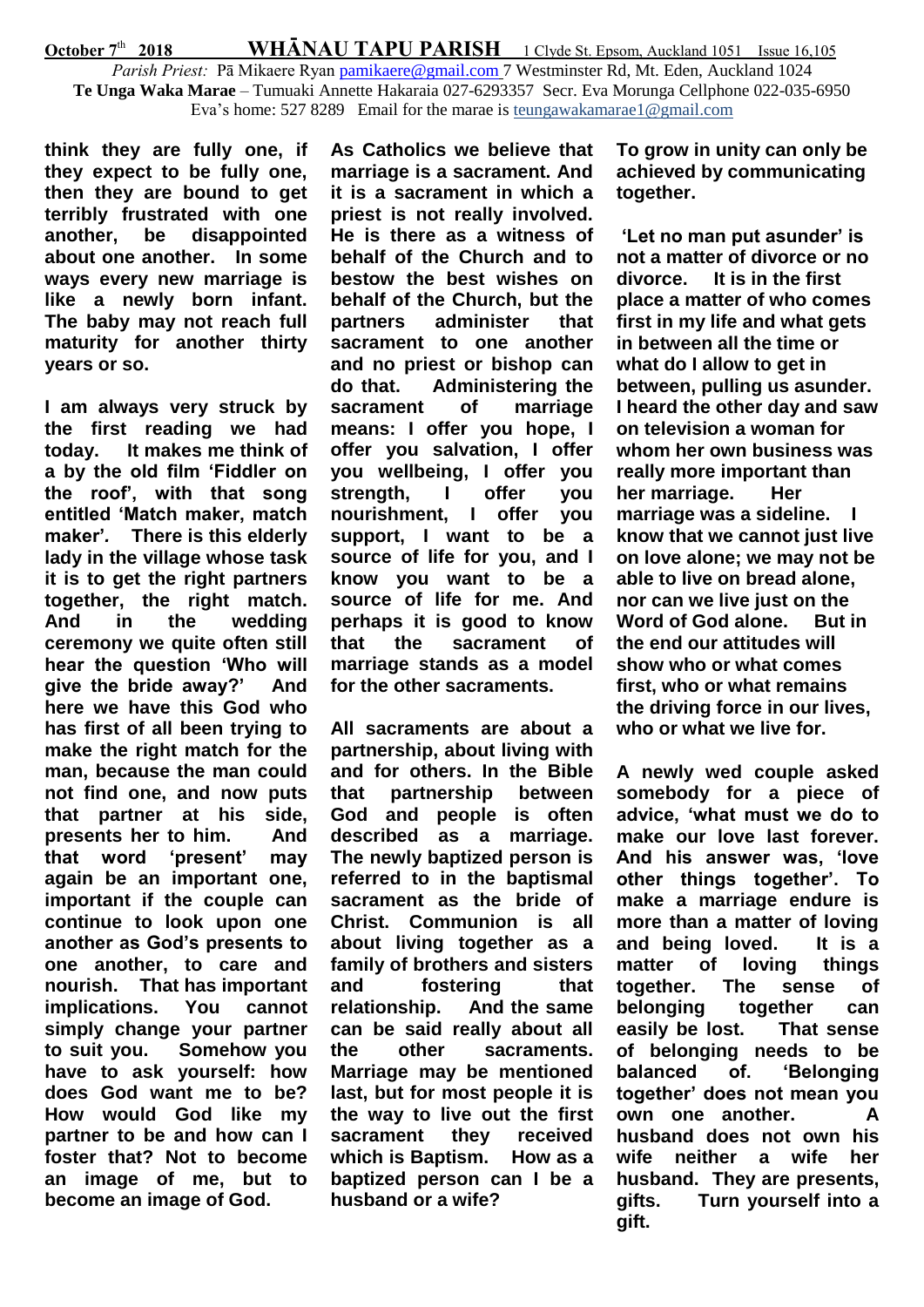think they are fully one, if they expect to be fully one, then they are bound to get terribly frustrated with one another, be disappointed about one another. In some ways every new marriage is like a newly born infant. The baby may not reach full maturity for another thirty years or so.

I am always very struck by the first reading we had today. It makes me think of a by the old film 'Fiddler on the roof', with that song entitled 'Match maker, match maker'. There is this elderly lady in the village whose task it is to get the right partners together, the right match. And in the wedding ceremony we quite often still hear the question 'Who will give the bride away?' And here we have this God who has first of all been trying to make the right match for the man, because the man could not find one, and now puts that partner at his side, presents her to him. And that word 'present' may again be an important one, important if the couple can continue to look upon one another as God's presents to one another, to care and nourish. That has important implications. You cannot simply change your partner to suit you. Somehow you have to ask yourself: how does God want me to be? How would God like my partner to be and how can I foster that? Not to become an image of me, but to become an image of God.

As Catholics we believe that marriage is a sacrament. And it is a sacrament in which a priest is not really involved. He is there as a witness of behalf of the Church and to bestow the best wishes on behalf of the Church, but the partners administer that sacrament to one another and no priest or bishop can do that. Administering the sacrament of marriage means: I offer you hope, I offer you salvation, I offer you wellbeing, I offer you strength, I offer you nourishment, I offer you support, I want to be a source of life for you, and I know you want to be a source of life for me. And perhaps it is good to know that the sacrament of marriage stands as a model for the other sacraments.

All sacraments are about a partnership, about living with and for others. In the Bible that partnership between God and people is often described as a marriage. The newly baptized person is referred to in the baptismal sacrament as the bride of Christ. Communion is all about living together as a family of brothers and sisters and fostering that relationship. And the same can be said really about all the other sacraments. Marriage may be mentioned last, but for most people it is the way to live out the first sacrament they received which is Baptism. How as a baptized person can I be a husband or a wife?

To grow in unity can only be achieved by communicating together.

'Let no man put asunder' is not a matter of divorce or no divorce. It is in the first place a matter of who comes first in my life and what gets in between all the time or what do I allow to get in between, pulling us asunder. I heard the other day and saw on television a woman for whom her own business was really more important than her marriage. Her marriage was a sideline. I know that we cannot just live on love alone; we may not be able to live on bread alone, nor can we live just on the Word of God alone. But in the end our attitudes will show who or what comes first, who or what remains the driving force in our lives, who or what we live for.

A newly wed couple asked somebody for a piece of advice, 'what must we do to make our love last forever. And his answer was, 'love other things together'. To make a marriage endure is more than a matter of loving and being loved. It is a matter of loving things together. The sense of belonging together can easily be lost. That sense of belonging needs to be balanced of. 'Belonging together' does not mean you own one another. A husband does not own his wife neither a wife her husband. They are presents, gifts. Turn yourself into a gift.